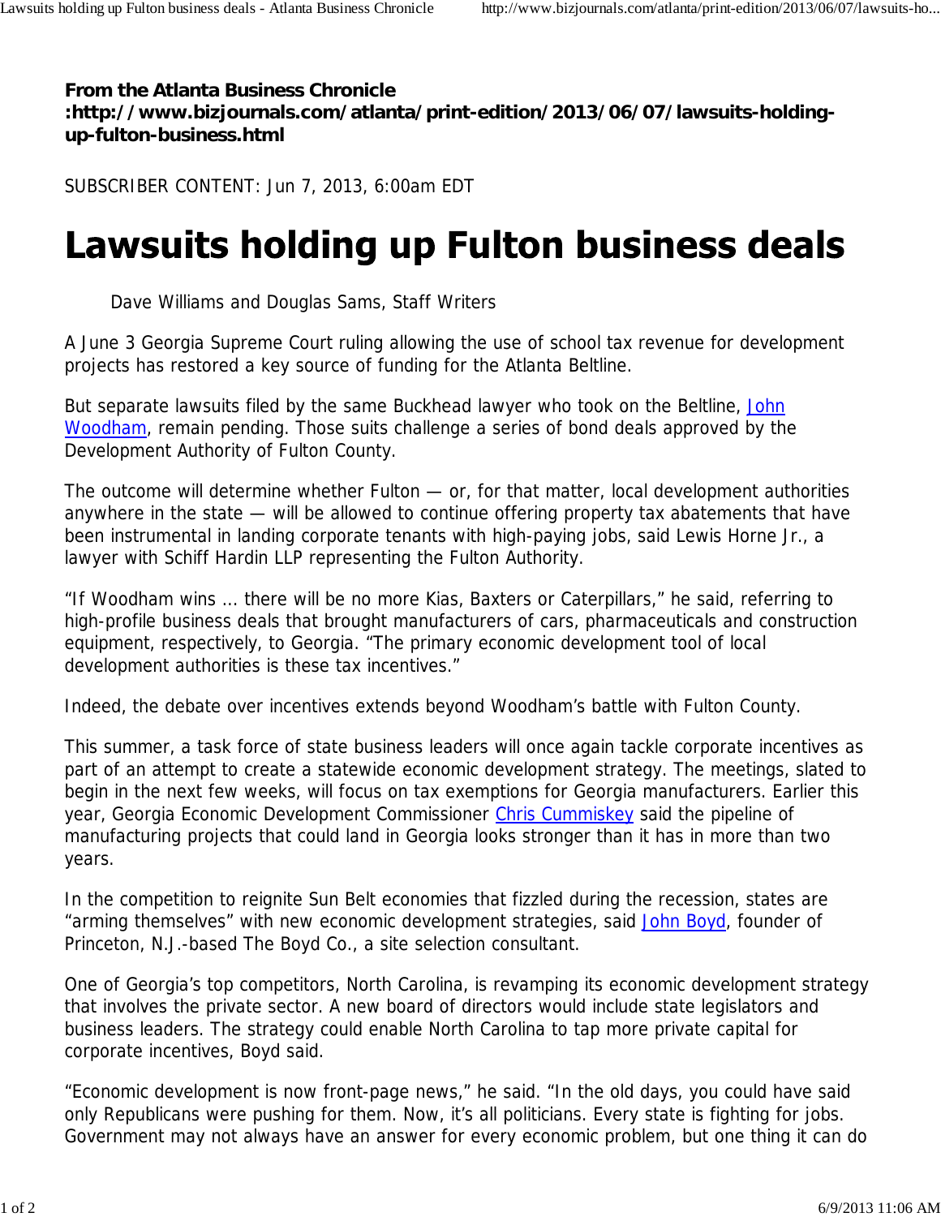**From the Atlanta Business Chronicle :http://www.bizjournals.com/atlanta/print-edition/2013/06/07/lawsuits-holding-up-fulton-business.html**

SUBSCRIBER CONTENT: Jun 7, 2013, 6:00am EDT

# Lawsuits holding up Fulton business deals

Dave Williams and Douglas Sams, Staff Writers

A June 3 Georgia Supreme Court ruling allowing the use of school tax revenue for development projects has restored a key source of funding for the Atlanta Beltline.

But separate lawsuits filed by the same Buckhead lawyer who took on the Beltline, John Woodham, remain pending. Those suits challenge a series of bond deals approved by the Development Authority of Fulton County.

The outcome will determine whether Fulton — or, for that matter, local development authorities anywhere in the state — will be allowed to continue offering property tax abatements that have been instrumental in landing corporate tenants with high-paying jobs, said Lewis Horne Jr., a lawyer with Schiff Hardin LLP representing the Fulton Authority.

"If Woodham wins ... there will be no more Kias, Baxters or Caterpillars," he said, referring to high-profile business deals that brought manufacturers of cars, pharmaceuticals and construction equipment, respectively, to Georgia. "The primary economic development tool of local development authorities is these tax incentives."

Indeed, the debate over incentives extends beyond Woodham's battle with Fulton County.

This summer, a task force of state business leaders will once again tackle corporate incentives as part of an attempt to create a statewide economic development strategy. The meetings, slated to begin in the next few weeks, will focus on tax exemptions for Georgia manufacturers. Earlier this year, Georgia Economic Development Commissioner Chris Cummiskey said the pipeline of manufacturing projects that could land in Georgia looks stronger than it has in more than two years.

In the competition to reignite Sun Belt economies that fizzled during the recession, states are "arming themselves" with new economic development strategies, said John Boyd, founder of Princeton, N.J.-based The Boyd Co., a site selection consultant.

One of Georgia's top competitors, North Carolina, is revamping its economic development strategy that involves the private sector. A new board of directors would include state legislators and business leaders. The strategy could enable North Carolina to tap more private capital for corporate incentives, Boyd said.

"Economic development is now front-page news," he said. "In the old days, you could have said only Republicans were pushing for them. Now, it's all politicians. Every state is fighting for jobs. Government may not always have an answer for every economic problem, but one thing it can do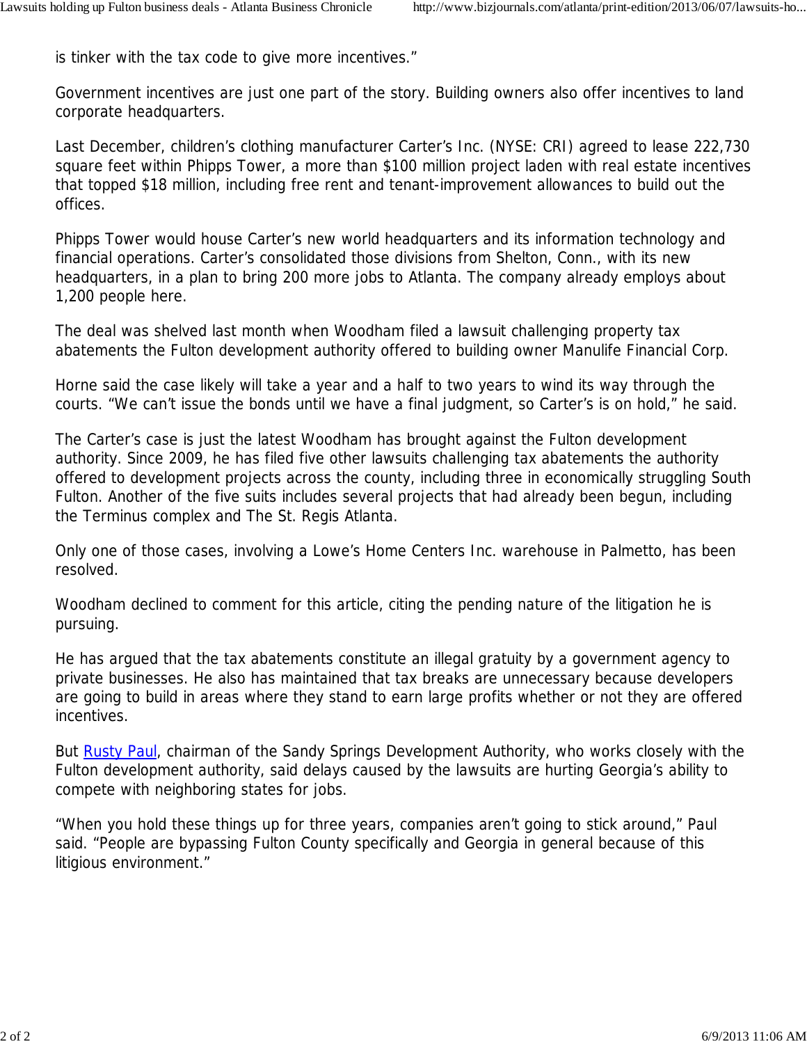is tinker with the tax code to give more incentives."

Government incentives are just one part of the story. Building owners also offer incentives to land corporate headquarters.

Last December, children's clothing manufacturer Carter's Inc. (NYSE: CRI) agreed to lease 222,730 square feet within Phipps Tower, a more than $100 million project laden with real estate incentives that topped $18 million, including free rent and tenant-improvement allowances to build out the offices.

Phipps Tower would house Carter's new world headquarters and its information technology and financial operations. Carter's consolidated those divisions from Shelton, Conn., with its new headquarters, in a plan to bring 200 more jobs to Atlanta. The company already employs about 1,200 people here.

The deal was shelved last month when Woodham filed a lawsuit challenging property tax abatements the Fulton development authority offered to building owner Manulife Financial Corp.

Horne said the case likely will take a year and a half to two years to wind its way through the courts. "We can't issue the bonds until we have a final judgment, so Carter's is on hold," he said.

The Carter's case is just the latest Woodham has brought against the Fulton development authority. Since 2009, he has filed five other lawsuits challenging tax abatements the authority offered to development projects across the county, including three in economically struggling South Fulton. Another of the five suits includes several projects that had already been begun, including the Terminus complex and The St. Regis Atlanta.

Only one of those cases, involving a Lowe's Home Centers Inc. warehouse in Palmetto, has been resolved.

Woodham declined to comment for this article, citing the pending nature of the litigation he is pursuing.

He has argued that the tax abatements constitute an illegal gratuity by a government agency to private businesses. He also has maintained that tax breaks are unnecessary because developers are going to build in areas where they stand to earn large profits whether or not they are offered incentives.

But Rusty Paul, chairman of the Sandy Springs Development Authority, who works closely with the Fulton development authority, said delays caused by the lawsuits are hurting Georgia's ability to compete with neighboring states for jobs.

"When you hold these things up for three years, companies aren't going to stick around," Paul said. "People are bypassing Fulton County specifically and Georgia in general because of this litigious environment."